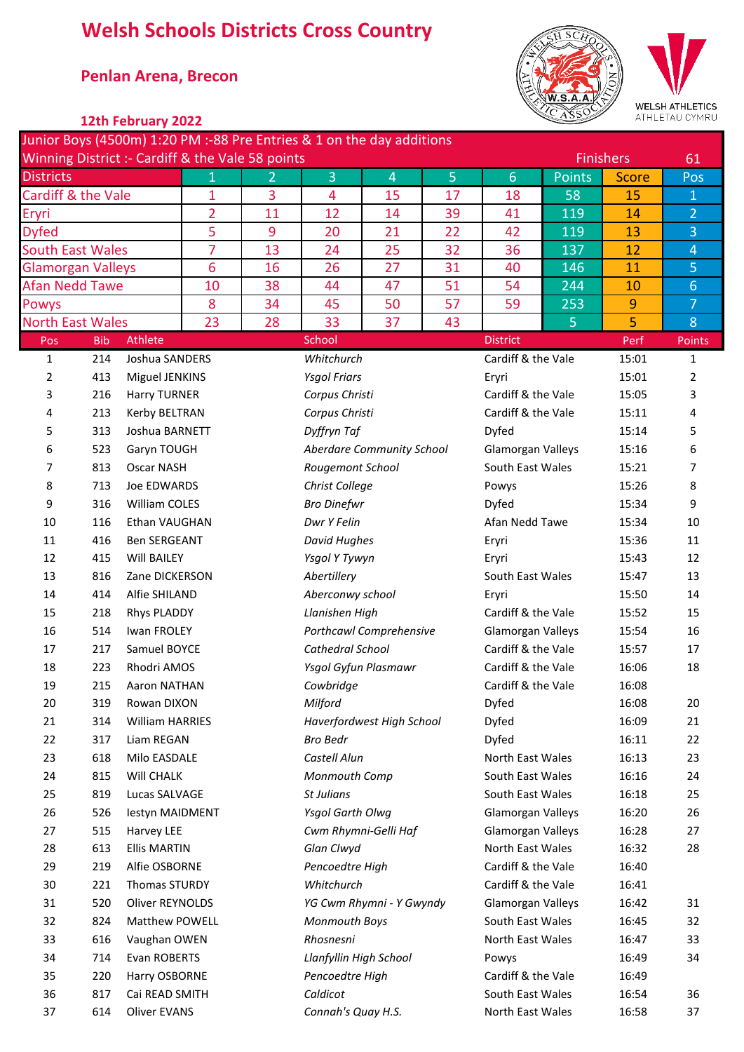# Welsh Schools Districts Cross Country

## Penlan Arena, Brecon

### 12th February 2022

Junior Boys (4500m) 1:20 PM :-88 Pre Entries & 1 on the day additions

Winning District :- Cardiff & the Vale 58 points — Finishers 61

| Districts | 1 | 2 | 3 | 4 | 5 | 6 | Points | Score | Pos |
|---|---|---|---|---|---|---|---|---|---|
| Cardiff & the Vale | 1 | 3 | 4 | 15 | 17 | 18 | 58 | 15 | 1 |
| Eryri | 2 | 11 | 12 | 14 | 39 | 41 | 119 | 14 | 2 |
| Dyfed | 5 | 9 | 20 | 21 | 22 | 42 | 119 | 13 | 3 |
| South East Wales | 7 | 13 | 24 | 25 | 32 | 36 | 137 | 12 | 4 |
| Glamorgan Valleys | 6 | 16 | 26 | 27 | 31 | 40 | 146 | 11 | 5 |
| Afan Nedd Tawe | 10 | 38 | 44 | 47 | 51 | 54 | 244 | 10 | 6 |
| Powys | 8 | 34 | 45 | 50 | 57 | 59 | 253 | 9 | 7 |
| North East Wales | 23 | 28 | 33 | 37 | 43 | | 5 | 5 | 8 |

| Pos | Bib | Athlete | School | District | Perf | Points |
|---|---|---|---|---|---|---|
| 1 | 214 | Joshua SANDERS | *Whitchurch* | Cardiff & the Vale | 15:01 | 1 |
| 2 | 413 | Miguel JENKINS | *Ysgol Friars* | Eryri | 15:01 | 2 |
| 3 | 216 | Harry TURNER | *Corpus Christi* | Cardiff & the Vale | 15:05 | 3 |
| 4 | 213 | Kerby BELTRAN | *Corpus Christi* | Cardiff & the Vale | 15:11 | 4 |
| 5 | 313 | Joshua BARNETT | *Dyffryn Taf* | Dyfed | 15:14 | 5 |
| 6 | 523 | Garyn TOUGH | *Aberdare Community School* | Glamorgan Valleys | 15:16 | 6 |
| 7 | 813 | Oscar NASH | *Rougemont School* | South East Wales | 15:21 | 7 |
| 8 | 713 | Joe EDWARDS | *Christ College* | Powys | 15:26 | 8 |
| 9 | 316 | William COLES | *Bro Dinefwr* | Dyfed | 15:34 | 9 |
| 10 | 116 | Ethan VAUGHAN | *Dwr Y Felin* | Afan Nedd Tawe | 15:34 | 10 |
| 11 | 416 | Ben SERGEANT | *David Hughes* | Eryri | 15:36 | 11 |
| 12 | 415 | Will BAILEY | *Ysgol Y Tywyn* | Eryri | 15:43 | 12 |
| 13 | 816 | Zane DICKERSON | *Abertillery* | South East Wales | 15:47 | 13 |
| 14 | 414 | Alfie SHILAND | *Aberconwy school* | Eryri | 15:50 | 14 |
| 15 | 218 | Rhys PLADDY | *Llanishen High* | Cardiff & the Vale | 15:52 | 15 |
| 16 | 514 | Iwan FROLEY | *Porthcawl Comprehensive* | Glamorgan Valleys | 15:54 | 16 |
| 17 | 217 | Samuel BOYCE | *Cathedral School* | Cardiff & the Vale | 15:57 | 17 |
| 18 | 223 | Rhodri AMOS | *Ysgol Gyfun Plasmawr* | Cardiff & the Vale | 16:06 | 18 |
| 19 | 215 | Aaron NATHAN | *Cowbridge* | Cardiff & the Vale | 16:08 | |
| 20 | 319 | Rowan DIXON | *Milford* | Dyfed | 16:08 | 20 |
| 21 | 314 | William HARRIES | *Haverfordwest High School* | Dyfed | 16:09 | 21 |
| 22 | 317 | Liam REGAN | *Bro Bedr* | Dyfed | 16:11 | 22 |
| 23 | 618 | Milo EASDALE | *Castell Alun* | North East Wales | 16:13 | 23 |
| 24 | 815 | Will CHALK | *Monmouth Comp* | South East Wales | 16:16 | 24 |
| 25 | 819 | Lucas SALVAGE | *St Julians* | South East Wales | 16:18 | 25 |
| 26 | 526 | Iestyn MAIDMENT | *Ysgol Garth Olwg* | Glamorgan Valleys | 16:20 | 26 |
| 27 | 515 | Harvey LEE | *Cwm Rhymni-Gelli Haf* | Glamorgan Valleys | 16:28 | 27 |
| 28 | 613 | Ellis MARTIN | *Glan Clwyd* | North East Wales | 16:32 | 28 |
| 29 | 219 | Alfie OSBORNE | *Pencoedtre High* | Cardiff & the Vale | 16:40 | |
| 30 | 221 | Thomas STURDY | *Whitchurch* | Cardiff & the Vale | 16:41 | |
| 31 | 520 | Oliver REYNOLDS | *YG Cwm Rhymni - Y Gwyndy* | Glamorgan Valleys | 16:42 | 31 |
| 32 | 824 | Matthew POWELL | *Monmouth Boys* | South East Wales | 16:45 | 32 |
| 33 | 616 | Vaughan OWEN | *Rhosnesni* | North East Wales | 16:47 | 33 |
| 34 | 714 | Evan ROBERTS | *Llanfyllin High School* | Powys | 16:49 | 34 |
| 35 | 220 | Harry OSBORNE | *Pencoedtre High* | Cardiff & the Vale | 16:49 | |
| 36 | 817 | Cai READ SMITH | *Caldicot* | South East Wales | 16:54 | 36 |
| 37 | 614 | Oliver EVANS | *Connah's Quay H.S.* | North East Wales | 16:58 | 37 |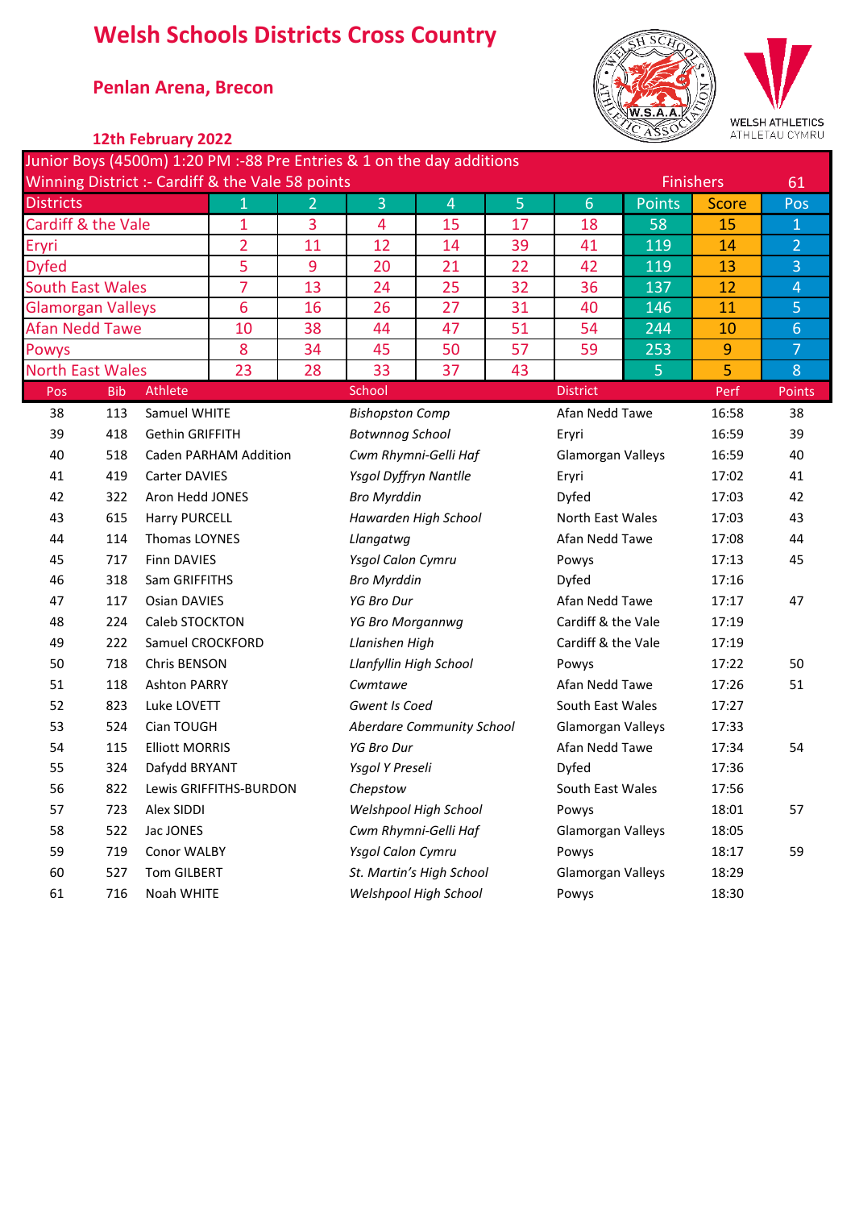# Welsh Schools Districts Cross Country

## Penlan Arena, Brecon

### 12th February 2022

Junior Boys (4500m) 1:20 PM :-88 Pre Entries & 1 on the day additions

Winning District :- Cardiff & the Vale 58 points | Finishers 61

| Districts | 1 | 2 | 3 | 4 | 5 | 6 | Points | Score | Pos |
|---|---|---|---|---|---|---|---|---|---|
| Cardiff & the Vale | 1 | 3 | 4 | 15 | 17 | 18 | 58 | 15 | 1 |
| Eryri | 2 | 11 | 12 | 14 | 39 | 41 | 119 | 14 | 2 |
| Dyfed | 5 | 9 | 20 | 21 | 22 | 42 | 119 | 13 | 3 |
| South East Wales | 7 | 13 | 24 | 25 | 32 | 36 | 137 | 12 | 4 |
| Glamorgan Valleys | 6 | 16 | 26 | 27 | 31 | 40 | 146 | 11 | 5 |
| Afan Nedd Tawe | 10 | 38 | 44 | 47 | 51 | 54 | 244 | 10 | 6 |
| Powys | 8 | 34 | 45 | 50 | 57 | 59 | 253 | 9 | 7 |
| North East Wales | 23 | 28 | 33 | 37 | 43 | | 5 | 5 | 8 |

| Pos | Bib | Athlete | School | District | Perf | Points |
|---|---|---|---|---|---|---|
| 38 | 113 | Samuel WHITE | *Bishopston Comp* | Afan Nedd Tawe | 16:58 | 38 |
| 39 | 418 | Gethin GRIFFITH | *Botwnnog School* | Eryri | 16:59 | 39 |
| 40 | 518 | Caden PARHAM Addition | *Cwm Rhymni-Gelli Haf* | Glamorgan Valleys | 16:59 | 40 |
| 41 | 419 | Carter DAVIES | *Ysgol Dyffryn Nantlle* | Eryri | 17:02 | 41 |
| 42 | 322 | Aron Hedd JONES | *Bro Myrddin* | Dyfed | 17:03 | 42 |
| 43 | 615 | Harry PURCELL | *Hawarden High School* | North East Wales | 17:03 | 43 |
| 44 | 114 | Thomas LOYNES | *Llangatwg* | Afan Nedd Tawe | 17:08 | 44 |
| 45 | 717 | Finn DAVIES | *Ysgol Calon Cymru* | Powys | 17:13 | 45 |
| 46 | 318 | Sam GRIFFITHS | *Bro Myrddin* | Dyfed | 17:16 | |
| 47 | 117 | Osian DAVIES | *YG Bro Dur* | Afan Nedd Tawe | 17:17 | 47 |
| 48 | 224 | Caleb STOCKTON | *YG Bro Morgannwg* | Cardiff & the Vale | 17:19 | |
| 49 | 222 | Samuel CROCKFORD | *Llanishen High* | Cardiff & the Vale | 17:19 | |
| 50 | 718 | Chris BENSON | *Llanfyllin High School* | Powys | 17:22 | 50 |
| 51 | 118 | Ashton PARRY | *Cwmtawe* | Afan Nedd Tawe | 17:26 | 51 |
| 52 | 823 | Luke LOVETT | *Gwent Is Coed* | South East Wales | 17:27 | |
| 53 | 524 | Cian TOUGH | *Aberdare Community School* | Glamorgan Valleys | 17:33 | |
| 54 | 115 | Elliott MORRIS | *YG Bro Dur* | Afan Nedd Tawe | 17:34 | 54 |
| 55 | 324 | Dafydd BRYANT | *Ysgol Y Preseli* | Dyfed | 17:36 | |
| 56 | 822 | Lewis GRIFFITHS-BURDON | *Chepstow* | South East Wales | 17:56 | |
| 57 | 723 | Alex SIDDI | *Welshpool High School* | Powys | 18:01 | 57 |
| 58 | 522 | Jac JONES | *Cwm Rhymni-Gelli Haf* | Glamorgan Valleys | 18:05 | |
| 59 | 719 | Conor WALBY | *Ysgol Calon Cymru* | Powys | 18:17 | 59 |
| 60 | 527 | Tom GILBERT | *St. Martin's High School* | Glamorgan Valleys | 18:29 | |
| 61 | 716 | Noah WHITE | *Welshpool High School* | Powys | 18:30 | |